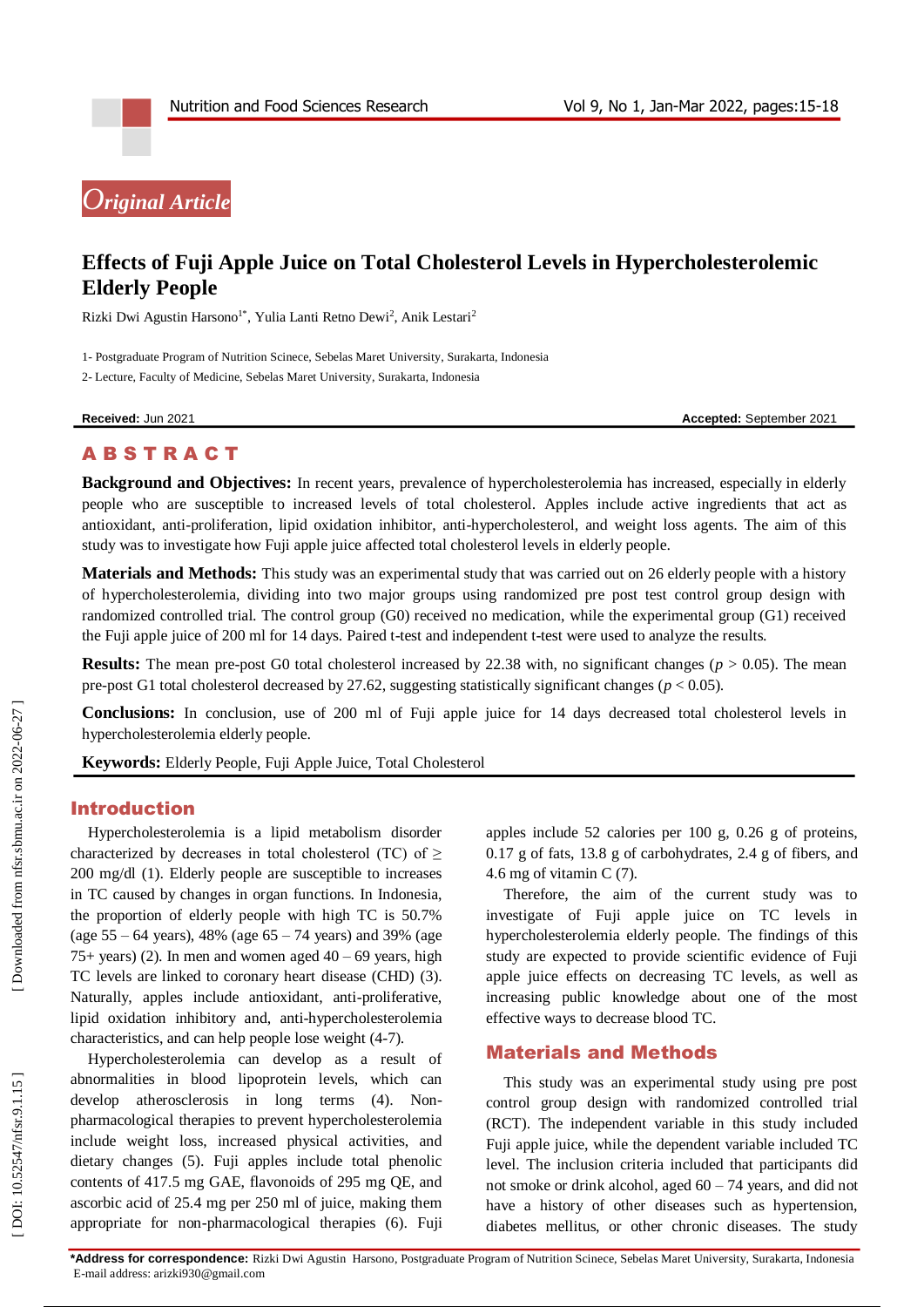Original Article

# Effects of Fuji Apple Juice on Total Cholesterol Levels in Hypercholesterolemic Elderly People

Rizki Dwi Agustin Harsono[1*], Yulia Lanti Retno Dewi[2], Anik Lestari[2]

1- Postgraduate Program of Nutrition Scinece, Sebelas Maret University, Surakarta, Indonesia

2- Lecture, Faculty of Medicine, Sebelas Maret University, Surakarta, Indonesia

**Received:** Jun 2021 **Accepted:** September 2021

## ABSTRACT

**Background and Objectives:** In recent years, prevalence of hypercholesterolemia has increased, especially in elderly people who are susceptible to increased levels of total cholesterol. Apples include active ingredients that act as antioxidant, anti-proliferation, lipid oxidation inhibitor, anti-hypercholesterol, and weight loss agents. The aim of this study was to investigate how Fuji apple juice affected total cholesterol levels in elderly people.

**Materials and Methods:** This study was an experimental study that was carried out on 26 elderly people with a history of hypercholesterolemia, dividing into two major groups using randomized pre post test control group design with randomized controlled trial. The control group (G0) received no medication, while the experimental group (G1) received the Fuji apple juice of 200 ml for 14 days. Paired t-test and independent t-test were used to analyze the results.

**Results:** The mean pre-post G0 total cholesterol increased by 22.38 with, no significant changes ($p > 0.05$). The mean pre-post G1 total cholesterol decreased by 27.62, suggesting statistically significant changes ($p < 0.05$).

**Conclusions:** In conclusion, use of 200 ml of Fuji apple juice for 14 days decreased total cholesterol levels in hypercholesterolemia elderly people.

**Keywords:** Elderly People, Fuji Apple Juice, Total Cholesterol

## Introduction

Hypercholesterolemia is a lipid metabolism disorder characterized by decreases in total cholesterol (TC) of ≥ 200 mg/dl (1). Elderly people are susceptible to increases in TC caused by changes in organ functions. In Indonesia, the proportion of elderly people with high TC is 50.7% (age 55 – 64 years), 48% (age 65 – 74 years) and 39% (age 75+ years) (2). In men and women aged 40 – 69 years, high TC levels are linked to coronary heart disease (CHD) (3). Naturally, apples include antioxidant, anti-proliferative, lipid oxidation inhibitory and, anti-hypercholesterolemia characteristics, and can help people lose weight (4-7).

Hypercholesterolemia can develop as a result of abnormalities in blood lipoprotein levels, which can develop atherosclerosis in long terms (4). Non-pharmacological therapies to prevent hypercholesterolemia include weight loss, increased physical activities, and dietary changes (5). Fuji apples include total phenolic contents of 417.5 mg GAE, flavonoids of 295 mg QE, and ascorbic acid of 25.4 mg per 250 ml of juice, making them appropriate for non-pharmacological therapies (6). Fuji apples include 52 calories per 100 g, 0.26 g of proteins, 0.17 g of fats, 13.8 g of carbohydrates, 2.4 g of fibers, and 4.6 mg of vitamin C (7).

Therefore, the aim of the current study was to investigate of Fuji apple juice on TC levels in hypercholesterolemia elderly people. The findings of this study are expected to provide scientific evidence of Fuji apple juice effects on decreasing TC levels, as well as increasing public knowledge about one of the most effective ways to decrease blood TC.

## Materials and Methods

This study was an experimental study using pre post control group design with randomized controlled trial (RCT). The independent variable in this study included Fuji apple juice, while the dependent variable included TC level. The inclusion criteria included that participants did not smoke or drink alcohol, aged 60 – 74 years, and did not have a history of other diseases such as hypertension, diabetes mellitus, or other chronic diseases. The study

**\*Address for correspondence:** Rizki Dwi Agustin Harsono, Postgraduate Program of Nutrition Scinece, Sebelas Maret University, Surakarta, Indonesia
E-mail address: arizki930@gmail.com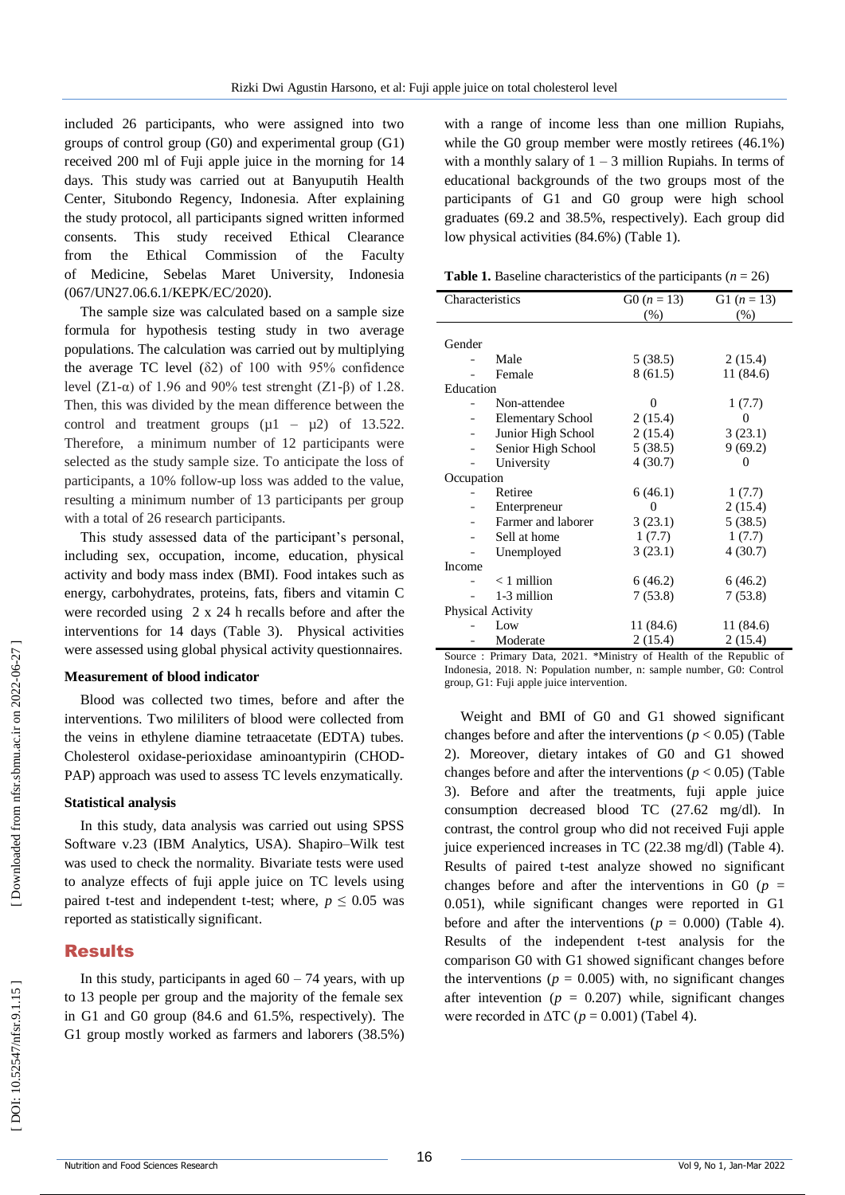included 26 participants, who were assigned into two groups of control group (G0) and experimental group (G1) received 200 ml of Fuji apple juice in the morning for 14 days. This study was carried out at Banyuputih Health Center, Situbondo Regency, Indonesia. After explaining the study protocol, all participants signed written informed consents. This study received Ethical Clearance from the Ethical Commission of the Faculty of Medicine, Sebelas Maret University, Indonesia (067/UN27.06.6.1/KEPK/EC/2020).

The sample size was calculated based on a sample size formula for hypothesis testing study in two average populations. The calculation was carried out by multiplying the average TC level (δ2) of 100 with 95% confidence level (Z1-α) of 1.96 and 90% test strenght (Z1-β) of 1.28. Then, this was divided by the mean difference between the control and treatment groups (μ1 – μ2) of 13.522. Therefore, a minimum number of 12 participants were selected as the study sample size. To anticipate the loss of participants, a 10% follow-up loss was added to the value, resulting a minimum number of 13 participants per group with a total of 26 research participants.

This study assessed data of the participant's personal, including sex, occupation, income, education, physical activity and body mass index (BMI). Food intakes such as energy, carbohydrates, proteins, fats, fibers and vitamin C were recorded using 2 x 24 h recalls before and after the interventions for 14 days (Table 3). Physical activities were assessed using global physical activity questionnaires.

#### Measurement of blood indicator

Blood was collected two times, before and after the interventions. Two mililiters of blood were collected from the veins in ethylene diamine tetraacetate (EDTA) tubes. Cholesterol oxidase-perioxidase aminoantypirin (CHOD-PAP) approach was used to assess TC levels enzymatically.

#### Statistical analysis

In this study, data analysis was carried out using SPSS Software v.23 (IBM Analytics, USA). Shapiro–Wilk test was used to check the normality. Bivariate tests were used to analyze effects of fuji apple juice on TC levels using paired t-test and independent t-test; where, $p \leq 0.05$ was reported as statistically significant.

## Results

In this study, participants in aged 60 – 74 years, with up to 13 people per group and the majority of the female sex in G1 and G0 group (84.6 and 61.5%, respectively). The G1 group mostly worked as farmers and laborers (38.5%) with a range of income less than one million Rupiahs, while the G0 group member were mostly retirees (46.1%) with a monthly salary of 1 – 3 million Rupiahs. In terms of educational backgrounds of the two groups most of the participants of G1 and G0 group were high school graduates (69.2 and 38.5%, respectively). Each group did low physical activities (84.6%) (Table 1).

**Table 1.** Baseline characteristics of the participants ($n = 26$)

| Characteristics | G0 ($n = 13$) (%) | G1 ($n = 13$) (%) |
|---|---|---|
| Gender | | |
| - Male | 5 (38.5) | 2 (15.4) |
| - Female | 8 (61.5) | 11 (84.6) |
| Education | | |
| - Non-attendee | 0 | 1 (7.7) |
| - Elementary School | 2 (15.4) | 0 |
| - Junior High School | 2 (15.4) | 3 (23.1) |
| - Senior High School | 5 (38.5) | 9 (69.2) |
| - University | 4 (30.7) | 0 |
| Occupation | | |
| - Retiree | 6 (46.1) | 1 (7.7) |
| - Enterpreneur | 0 | 2 (15.4) |
| - Farmer and laborer | 3 (23.1) | 5 (38.5) |
| - Sell at home | 1 (7.7) | 1 (7.7) |
| - Unemployed | 3 (23.1) | 4 (30.7) |
| Income | | |
| - < 1 million | 6 (46.2) | 6 (46.2) |
| - 1-3 million | 7 (53.8) | 7 (53.8) |
| Physical Activity | | |
| - Low | 11 (84.6) | 11 (84.6) |
| - Moderate | 2 (15.4) | 2 (15.4) |

Source : Primary Data, 2021. *Ministry of Health of the Republic of Indonesia, 2018. N: Population number, n: sample number, G0: Control group, G1: Fuji apple juice intervention.

Weight and BMI of G0 and G1 showed significant changes before and after the interventions ($p < 0.05$) (Table 2). Moreover, dietary intakes of G0 and G1 showed changes before and after the interventions ($p < 0.05$) (Table 3). Before and after the treatments, fuji apple juice consumption decreased blood TC (27.62 mg/dl). In contrast, the control group who did not received Fuji apple juice experienced increases in TC (22.38 mg/dl) (Table 4). Results of paired t-test analyze showed no significant changes before and after the interventions in G0 ($p$ = 0.051), while significant changes were reported in G1 before and after the interventions ($p$ = 0.000) (Table 4). Results of the independent t-test analysis for the comparison G0 with G1 showed significant changes before the interventions ($p$ = 0.005) with, no significant changes after intevention ($p$ = 0.207) while, significant changes were recorded in ΔTC ($p$ = 0.001) (Tabel 4).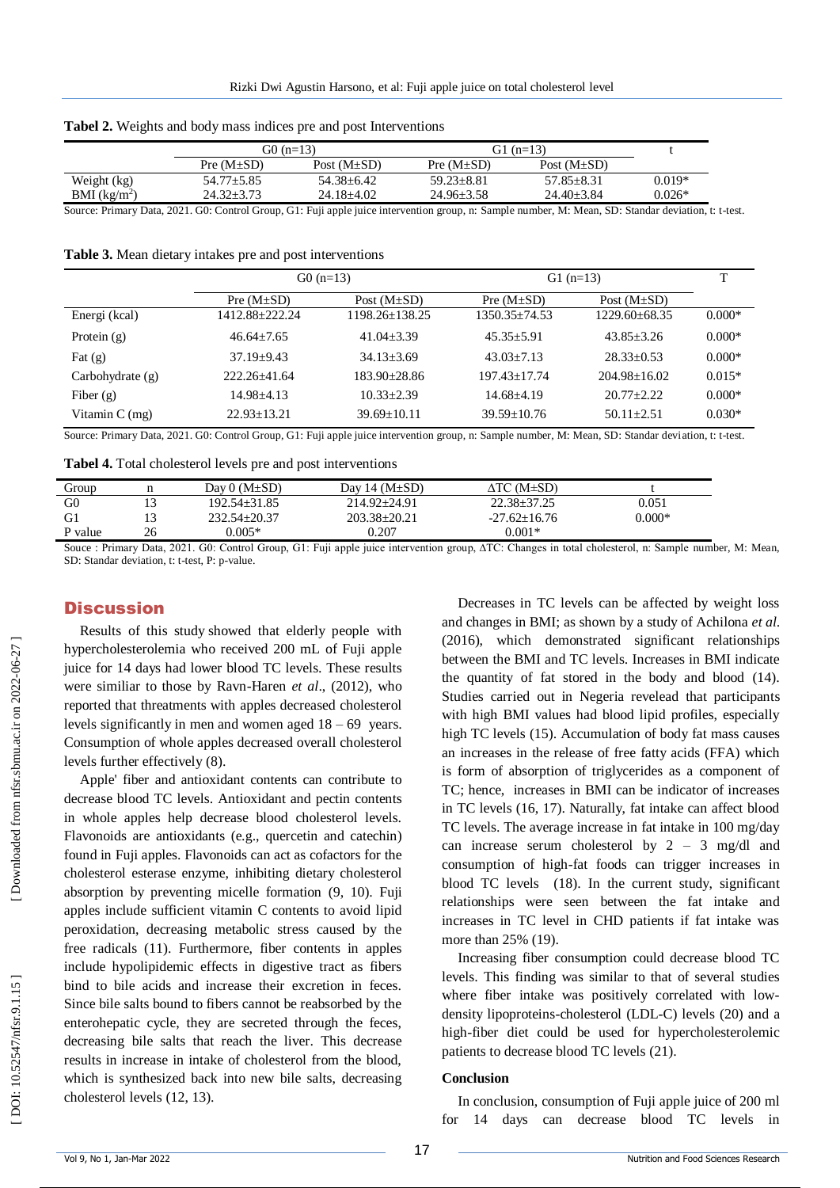**Tabel 2.** Weights and body mass indices pre and post Interventions

| | G0 (n=13) | | G1 (n=13) | | t |
|---|---|---|---|---|---|
| | Pre (M±SD) | Post (M±SD) | Pre (M±SD) | Post (M±SD) | |
| Weight (kg) | 54.77±5.85 | 54.38±6.42 | 59.23±8.81 | 57.85±8.31 | 0.019* |
| BMI (kg/m$^2$) | 24.32±3.73 | 24.18±4.02 | 24.96±3.58 | 24.40±3.84 | 0.026* |

Source: Primary Data, 2021. G0: Control Group, G1: Fuji apple juice intervention group, n: Sample number, M: Mean, SD: Standar deviation, t: t-test.

**Table 3.** Mean dietary intakes pre and post interventions

| | G0 (n=13) | | G1 (n=13) | | T |
|---|---|---|---|---|---|
| | Pre (M±SD) | Post (M±SD) | Pre (M±SD) | Post (M±SD) | |
| Energi (kcal) | 1412.88±222.24 | 1198.26±138.25 | 1350.35±74.53 | 1229.60±68.35 | 0.000* |
| Protein (g) | 46.64±7.65 | 41.04±3.39 | 45.35±5.91 | 43.85±3.26 | 0.000* |
| Fat (g) | 37.19±9.43 | 34.13±3.69 | 43.03±7.13 | 28.33±0.53 | 0.000* |
| Carbohydrate (g) | 222.26±41.64 | 183.90±28.86 | 197.43±17.74 | 204.98±16.02 | 0.015* |
| Fiber (g) | 14.98±4.13 | 10.33±2.39 | 14.68±4.19 | 20.77±2.22 | 0.000* |
| Vitamin C (mg) | 22.93±13.21 | 39.69±10.11 | 39.59±10.76 | 50.11±2.51 | 0.030* |

Source: Primary Data, 2021. G0: Control Group, G1: Fuji apple juice intervention group, n: Sample number, M: Mean, SD: Standar deviation, t: t-test.

**Tabel 4.** Total cholesterol levels pre and post interventions

| Group | n | Day 0 (M±SD) | Day 14 (M±SD) | ΔTC (M±SD) | t |
|---|---|---|---|---|---|
| G0 | 13 | 192.54±31.85 | 214.92±24.91 | 22.38±37.25 | 0.051 |
| G1 | 13 | 232.54±20.37 | 203.38±20.21 | -27.62±16.76 | 0.000* |
| P value | 26 | 0.005* | 0.207 | 0.001* | |

Souce : Primary Data, 2021. G0: Control Group, G1: Fuji apple juice intervention group, ΔTC: Changes in total cholesterol, n: Sample number, M: Mean, SD: Standar deviation, t: t-test, P: p-value.

## Discussion

Results of this study showed that elderly people with hypercholesterolemia who received 200 mL of Fuji apple juice for 14 days had lower blood TC levels. These results were similiar to those by Ravn-Haren *et al*., (2012), who reported that threatments with apples decreased cholesterol levels significantly in men and women aged 18 – 69 years. Consumption of whole apples decreased overall cholesterol levels further effectively (8).

Apple' fiber and antioxidant contents can contribute to decrease blood TC levels. Antioxidant and pectin contents in whole apples help decrease blood cholesterol levels. Flavonoids are antioxidants (e.g., quercetin and catechin) found in Fuji apples. Flavonoids can act as cofactors for the cholesterol esterase enzyme, inhibiting dietary cholesterol absorption by preventing micelle formation (9, 10). Fuji apples include sufficient vitamin C contents to avoid lipid peroxidation, decreasing metabolic stress caused by the free radicals (11). Furthermore, fiber contents in apples include hypolipidemic effects in digestive tract as fibers bind to bile acids and increase their excretion in feces. Since bile salts bound to fibers cannot be reabsorbed by the enterohepatic cycle, they are secreted through the feces, decreasing bile salts that reach the liver. This decrease results in increase in intake of cholesterol from the blood, which is synthesized back into new bile salts, decreasing cholesterol levels (12, 13).

Decreases in TC levels can be affected by weight loss and changes in BMI; as shown by a study of Achilona *et al.* (2016), which demonstrated significant relationships between the BMI and TC levels. Increases in BMI indicate the quantity of fat stored in the body and blood (14). Studies carried out in Negeria revelead that participants with high BMI values had blood lipid profiles, especially high TC levels (15). Accumulation of body fat mass causes an increases in the release of free fatty acids (FFA) which is form of absorption of triglycerides as a component of TC; hence, increases in BMI can be indicator of increases in TC levels (16, 17). Naturally, fat intake can affect blood TC levels. The average increase in fat intake in 100 mg/day can increase serum cholesterol by 2 – 3 mg/dl and consumption of high-fat foods can trigger increases in blood TC levels (18). In the current study, significant relationships were seen between the fat intake and increases in TC level in CHD patients if fat intake was more than 25% (19).

Increasing fiber consumption could decrease blood TC levels. This finding was similar to that of several studies where fiber intake was positively correlated with low-density lipoproteins-cholesterol (LDL-C) levels (20) and a high-fiber diet could be used for hypercholesterolemic patients to decrease blood TC levels (21).

### Conclusion

In conclusion, consumption of Fuji apple juice of 200 ml for 14 days can decrease blood TC levels in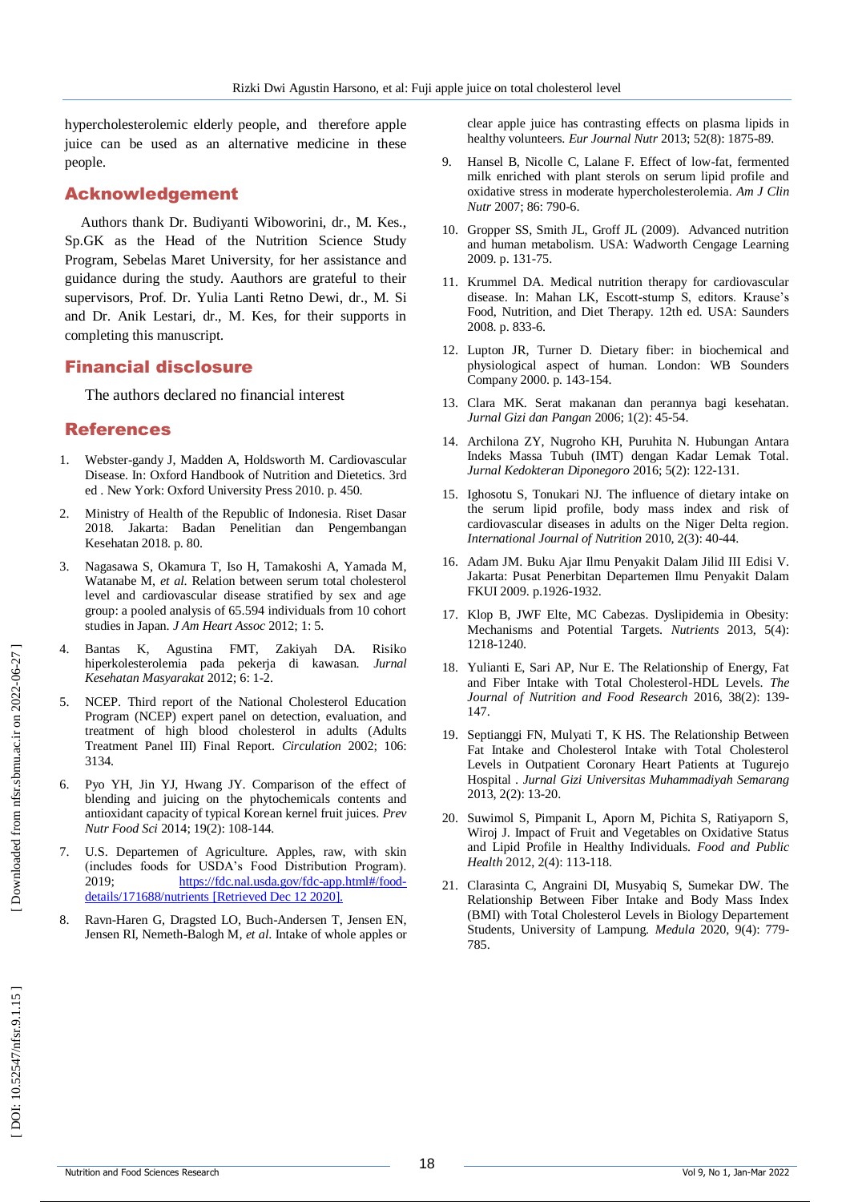hypercholesterolemic elderly people, and therefore apple juice can be used as an alternative medicine in these people.

## Acknowledgement

Authors thank Dr. Budiyanti Wiboworini, dr., M. Kes., Sp.GK as the Head of the Nutrition Science Study Program, Sebelas Maret University, for her assistance and guidance during the study. Aauthors are grateful to their supervisors, Prof. Dr. Yulia Lanti Retno Dewi, dr., M. Si and Dr. Anik Lestari, dr., M. Kes, for their supports in completing this manuscript.

## Financial disclosure

The authors declared no financial interest

## References

1. Webster-gandy J, Madden A, Holdsworth M. Cardiovascular Disease. In: Oxford Handbook of Nutrition and Dietetics. 3rd ed . New York: Oxford University Press 2010. p. 450.
2. Ministry of Health of the Republic of Indonesia. Riset Dasar 2018. Jakarta: Badan Penelitian dan Pengembangan Kesehatan 2018. p. 80.
3. Nagasawa S, Okamura T, Iso H, Tamakoshi A, Yamada M, Watanabe M, *et al*. Relation between serum total cholesterol level and cardiovascular disease stratified by sex and age group: a pooled analysis of 65.594 individuals from 10 cohort studies in Japan. *J Am Heart Assoc* 2012; 1: 5.
4. Bantas K, Agustina FMT, Zakiyah DA. Risiko hiperkolesterolemia pada pekerja di kawasan. *Jurnal Kesehatan Masyarakat* 2012; 6: 1-2.
5. NCEP. Third report of the National Cholesterol Education Program (NCEP) expert panel on detection, evaluation, and treatment of high blood cholesterol in adults (Adults Treatment Panel III) Final Report. *Circulation* 2002; 106: 3134.
6. Pyo YH, Jin YJ, Hwang JY. Comparison of the effect of blending and juicing on the phytochemicals contents and antioxidant capacity of typical Korean kernel fruit juices. *Prev Nutr Food Sci* 2014; 19(2): 108-144.
7. U.S. Departemen of Agriculture. Apples, raw, with skin (includes foods for USDA's Food Distribution Program). 2019; https://fdc.nal.usda.gov/fdc-app.html#/food-details/171688/nutrients [Retrieved Dec 12 2020].
8. Ravn-Haren G, Dragsted LO, Buch-Andersen T, Jensen EN, Jensen RI, Nemeth-Balogh M, *et al*. Intake of whole apples or clear apple juice has contrasting effects on plasma lipids in healthy volunteers. *Eur Journal Nutr* 2013; 52(8): 1875-89.
9. Hansel B, Nicolle C, Lalane F. Effect of low-fat, fermented milk enriched with plant sterols on serum lipid profile and oxidative stress in moderate hypercholesterolemia. *Am J Clin Nutr* 2007; 86: 790-6.
10. Gropper SS, Smith JL, Groff JL (2009). Advanced nutrition and human metabolism. USA: Wadworth Cengage Learning 2009. p. 131-75.
11. Krummel DA. Medical nutrition therapy for cardiovascular disease. In: Mahan LK, Escott-stump S, editors. Krause's Food, Nutrition, and Diet Therapy. 12th ed. USA: Saunders 2008. p. 833-6.
12. Lupton JR, Turner D. Dietary fiber: in biochemical and physiological aspect of human. London: WB Sounders Company 2000. p. 143-154.
13. Clara MK. Serat makanan dan perannya bagi kesehatan. *Jurnal Gizi dan Pangan* 2006; 1(2): 45-54.
14. Archilona ZY, Nugroho KH, Puruhita N. Hubungan Antara Indeks Massa Tubuh (IMT) dengan Kadar Lemak Total. *Jurnal Kedokteran Diponegoro* 2016; 5(2): 122-131.
15. Ighosotu S, Tonukari NJ. The influence of dietary intake on the serum lipid profile, body mass index and risk of cardiovascular diseases in adults on the Niger Delta region. *International Journal of Nutrition* 2010, 2(3): 40-44.
16. Adam JM. Buku Ajar Ilmu Penyakit Dalam Jilid III Edisi V. Jakarta: Pusat Penerbitan Departemen Ilmu Penyakit Dalam FKUI 2009. p.1926-1932.
17. Klop B, JWF Elte, MC Cabezas. Dyslipidemia in Obesity: Mechanisms and Potential Targets. *Nutrients* 2013, 5(4): 1218-1240.
18. Yulianti E, Sari AP, Nur E. The Relationship of Energy, Fat and Fiber Intake with Total Cholesterol-HDL Levels. *The Journal of Nutrition and Food Research* 2016, 38(2): 139-147.
19. Septianggi FN, Mulyati T, K HS. The Relationship Between Fat Intake and Cholesterol Intake with Total Cholesterol Levels in Outpatient Coronary Heart Patients at Tugurejo Hospital . *Jurnal Gizi Universitas Muhammadiyah Semarang* 2013, 2(2): 13-20.
20. Suwimol S, Pimpanit L, Aporn M, Pichita S, Ratiyaporn S, Wiroj J. Impact of Fruit and Vegetables on Oxidative Status and Lipid Profile in Healthy Individuals. *Food and Public Health* 2012, 2(4): 113-118.
21. Clarasinta C, Angraini DI, Musyabiq S, Sumekar DW. The Relationship Between Fiber Intake and Body Mass Index (BMI) with Total Cholesterol Levels in Biology Departement Students, University of Lampung. *Medula* 2020, 9(4): 779-785.